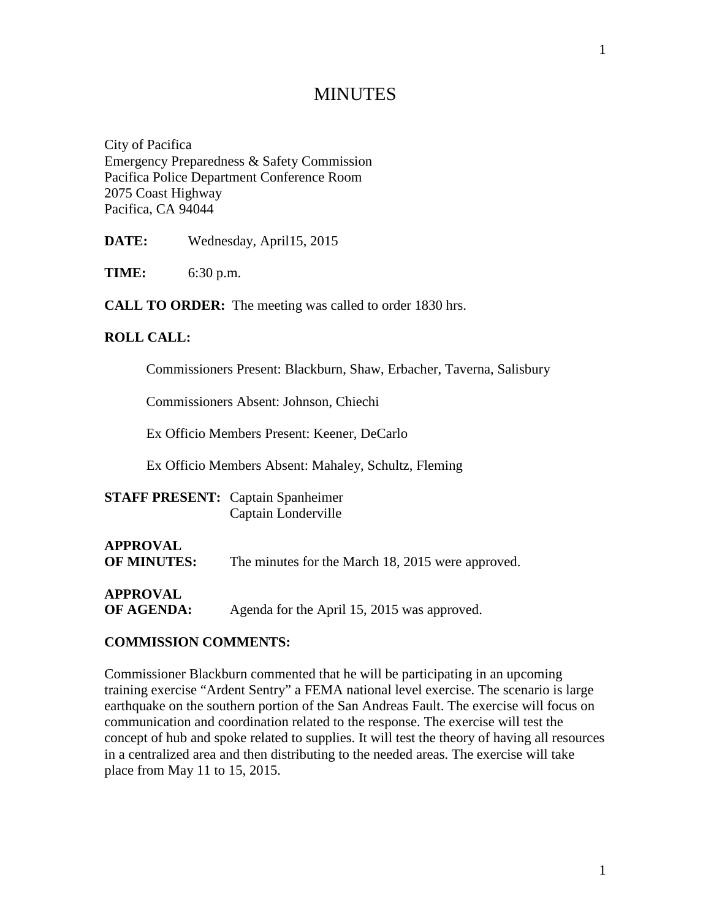# MINUTES

City of Pacifica
Emergency Preparedness & Safety Commission
Pacifica Police Department Conference Room
2075 Coast Highway
Pacifica, CA 94044

**DATE:** Wednesday, April15, 2015

**TIME:** 6:30 p.m.

**CALL TO ORDER:** The meeting was called to order 1830 hrs.

**ROLL CALL:**

Commissioners Present: Blackburn, Shaw, Erbacher, Taverna, Salisbury

Commissioners Absent: Johnson, Chiechi

Ex Officio Members Present: Keener, DeCarlo

Ex Officio Members Absent: Mahaley, Schultz, Fleming

**STAFF PRESENT:** Captain Spanheimer
Captain Londerville

**APPROVAL OF MINUTES:** The minutes for the March 18, 2015 were approved.

**APPROVAL OF AGENDA:** Agenda for the April 15, 2015 was approved.

**COMMISSION COMMENTS:**

Commissioner Blackburn commented that he will be participating in an upcoming training exercise "Ardent Sentry" a FEMA national level exercise. The scenario is large earthquake on the southern portion of the San Andreas Fault. The exercise will focus on communication and coordination related to the response. The exercise will test the concept of hub and spoke related to supplies. It will test the theory of having all resources in a centralized area and then distributing to the needed areas. The exercise will take place from May 11 to 15, 2015.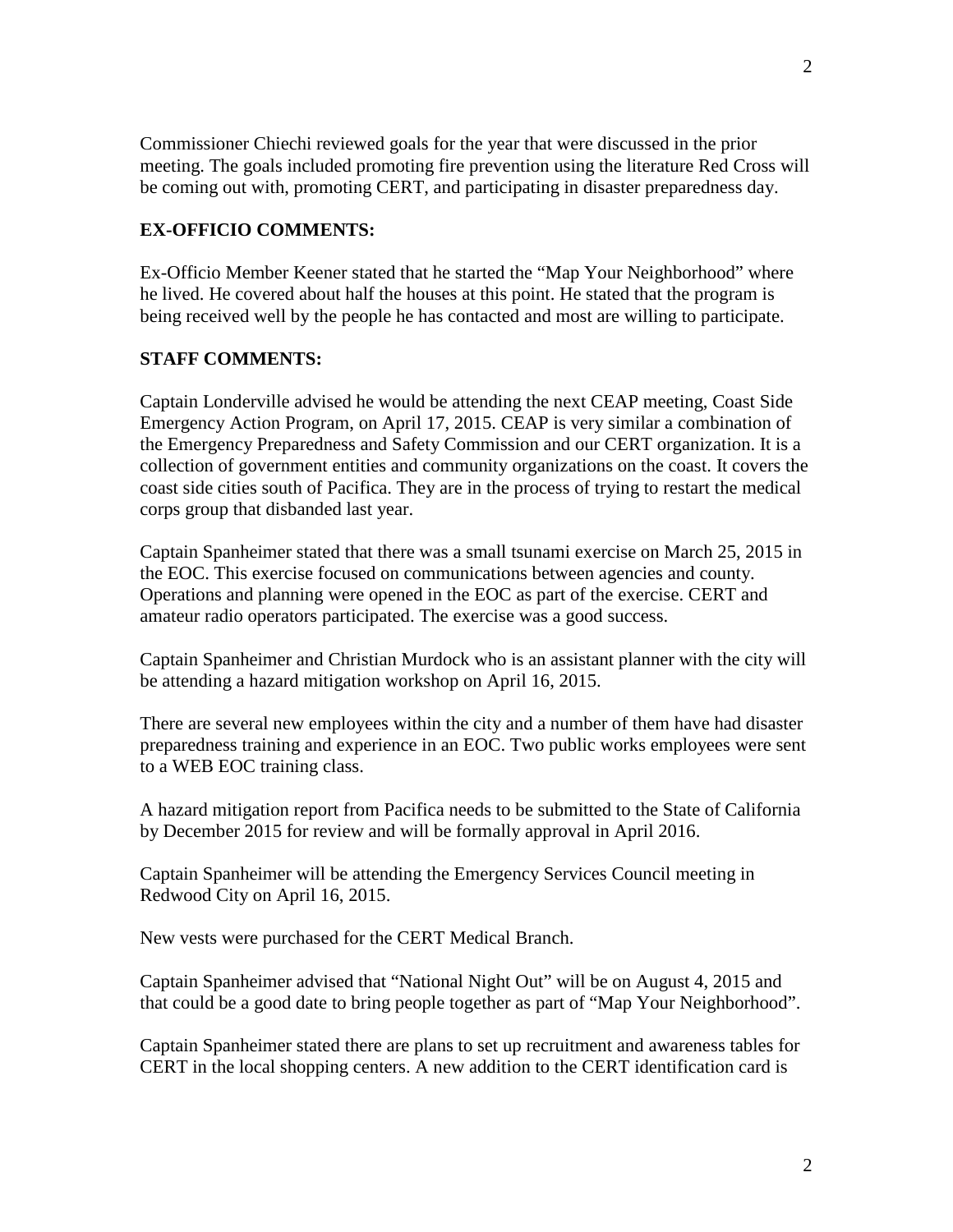Commissioner Chiechi reviewed goals for the year that were discussed in the prior meeting. The goals included promoting fire prevention using the literature Red Cross will be coming out with, promoting CERT, and participating in disaster preparedness day.

**EX-OFFICIO COMMENTS:**

Ex-Officio Member Keener stated that he started the "Map Your Neighborhood" where he lived. He covered about half the houses at this point. He stated that the program is being received well by the people he has contacted and most are willing to participate.

**STAFF COMMENTS:**

Captain Londerville advised he would be attending the next CEAP meeting, Coast Side Emergency Action Program, on April 17, 2015. CEAP is very similar a combination of the Emergency Preparedness and Safety Commission and our CERT organization. It is a collection of government entities and community organizations on the coast. It covers the coast side cities south of Pacifica. They are in the process of trying to restart the medical corps group that disbanded last year.

Captain Spanheimer stated that there was a small tsunami exercise on March 25, 2015 in the EOC. This exercise focused on communications between agencies and county. Operations and planning were opened in the EOC as part of the exercise. CERT and amateur radio operators participated. The exercise was a good success.

Captain Spanheimer and Christian Murdock who is an assistant planner with the city will be attending a hazard mitigation workshop on April 16, 2015.

There are several new employees within the city and a number of them have had disaster preparedness training and experience in an EOC. Two public works employees were sent to a WEB EOC training class.

A hazard mitigation report from Pacifica needs to be submitted to the State of California by December 2015 for review and will be formally approval in April 2016.

Captain Spanheimer will be attending the Emergency Services Council meeting in Redwood City on April 16, 2015.

New vests were purchased for the CERT Medical Branch.

Captain Spanheimer advised that "National Night Out" will be on August 4, 2015 and that could be a good date to bring people together as part of "Map Your Neighborhood".

Captain Spanheimer stated there are plans to set up recruitment and awareness tables for CERT in the local shopping centers. A new addition to the CERT identification card is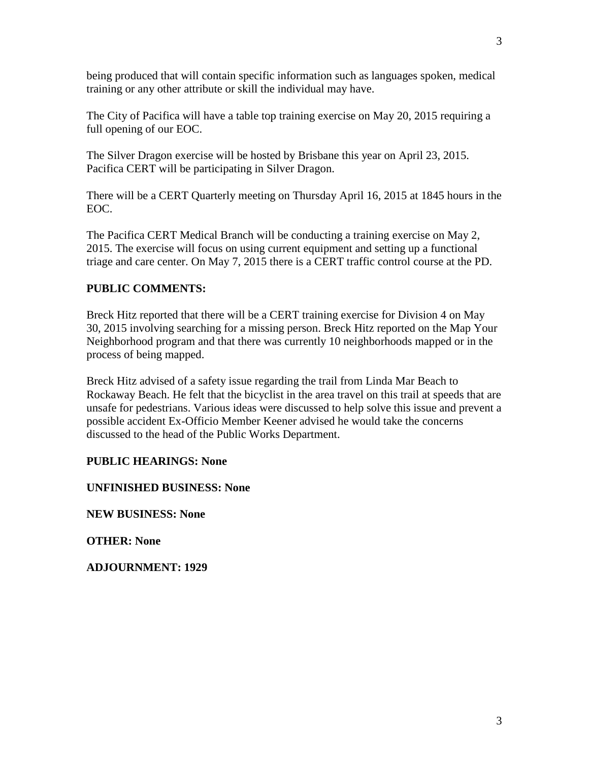being produced that will contain specific information such as languages spoken, medical training or any other attribute or skill the individual may have.

The City of Pacifica will have a table top training exercise on May 20, 2015 requiring a full opening of our EOC.

The Silver Dragon exercise will be hosted by Brisbane this year on April 23, 2015. Pacifica CERT will be participating in Silver Dragon.

There will be a CERT Quarterly meeting on Thursday April 16, 2015 at 1845 hours in the EOC.

The Pacifica CERT Medical Branch will be conducting a training exercise on May 2, 2015. The exercise will focus on using current equipment and setting up a functional triage and care center. On May 7, 2015 there is a CERT traffic control course at the PD.

**PUBLIC COMMENTS:**

Breck Hitz reported that there will be a CERT training exercise for Division 4 on May 30, 2015 involving searching for a missing person. Breck Hitz reported on the Map Your Neighborhood program and that there was currently 10 neighborhoods mapped or in the process of being mapped.

Breck Hitz advised of a safety issue regarding the trail from Linda Mar Beach to Rockaway Beach. He felt that the bicyclist in the area travel on this trail at speeds that are unsafe for pedestrians. Various ideas were discussed to help solve this issue and prevent a possible accident Ex-Officio Member Keener advised he would take the concerns discussed to the head of the Public Works Department.

**PUBLIC HEARINGS: None**

**UNFINISHED BUSINESS: None**

**NEW BUSINESS: None**

**OTHER: None**

**ADJOURNMENT: 1929**